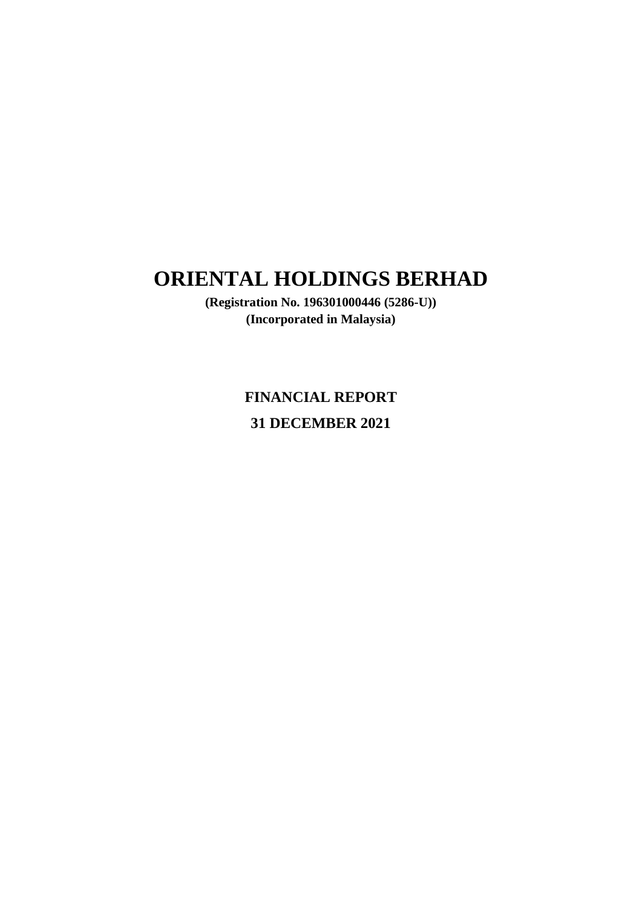# ORIENTAL HOLDINGS BERHAD

**(Registration No. 196301000446 (5286-U))**
**(Incorporated in Malaysia)**

## FINANCIAL REPORT

## 31 DECEMBER 2021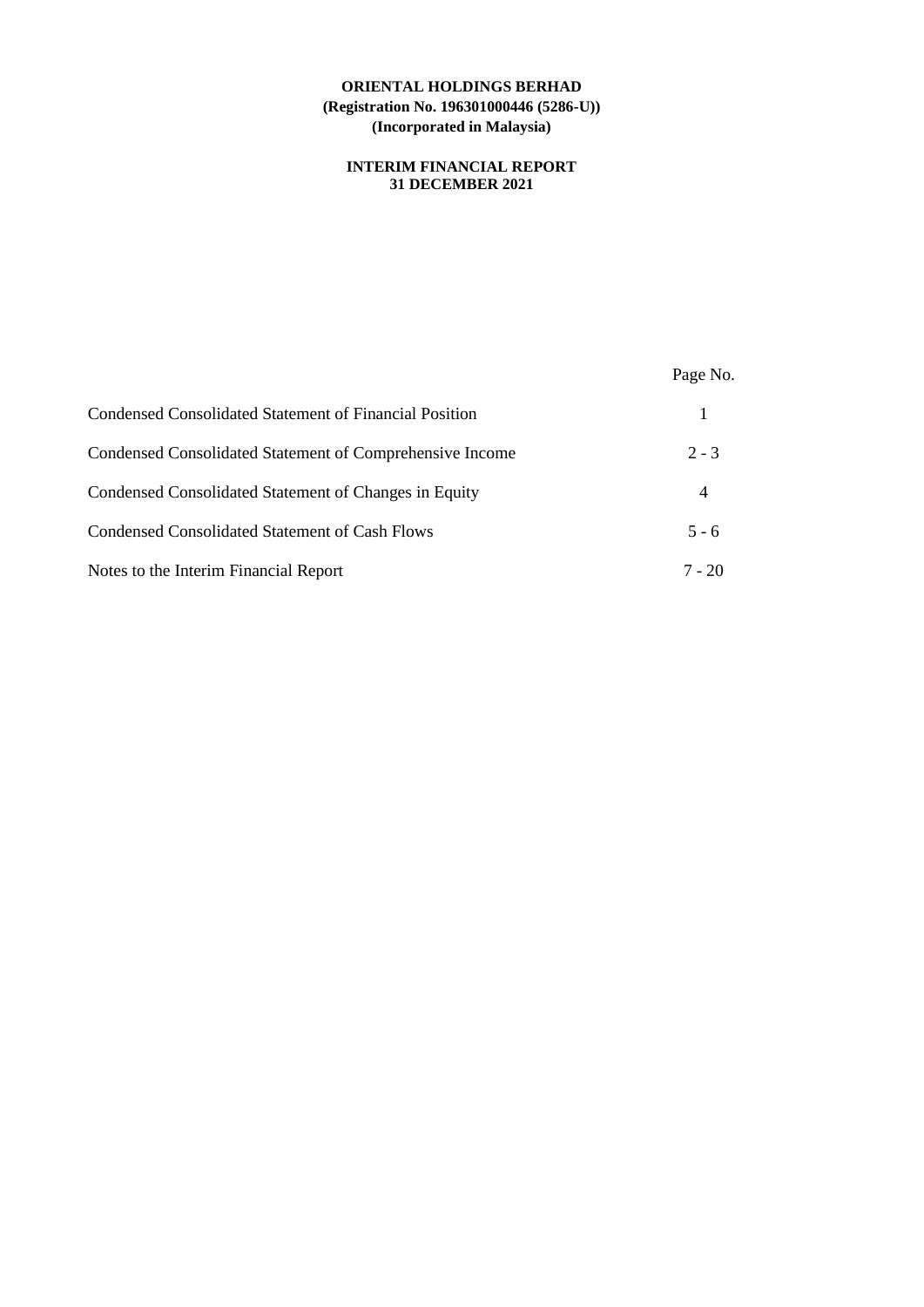**ORIENTAL HOLDINGS BERHAD**
**(Registration No. 196301000446 (5286-U))**
**(Incorporated in Malaysia)**

**INTERIM FINANCIAL REPORT**
**31 DECEMBER 2021**

| | Page No. |
|---|---|
| Condensed Consolidated Statement of Financial Position | 1 |
| Condensed Consolidated Statement of Comprehensive Income | 2 - 3 |
| Condensed Consolidated Statement of Changes in Equity | 4 |
| Condensed Consolidated Statement of Cash Flows | 5 - 6 |
| Notes to the Interim Financial Report | 7 - 20 |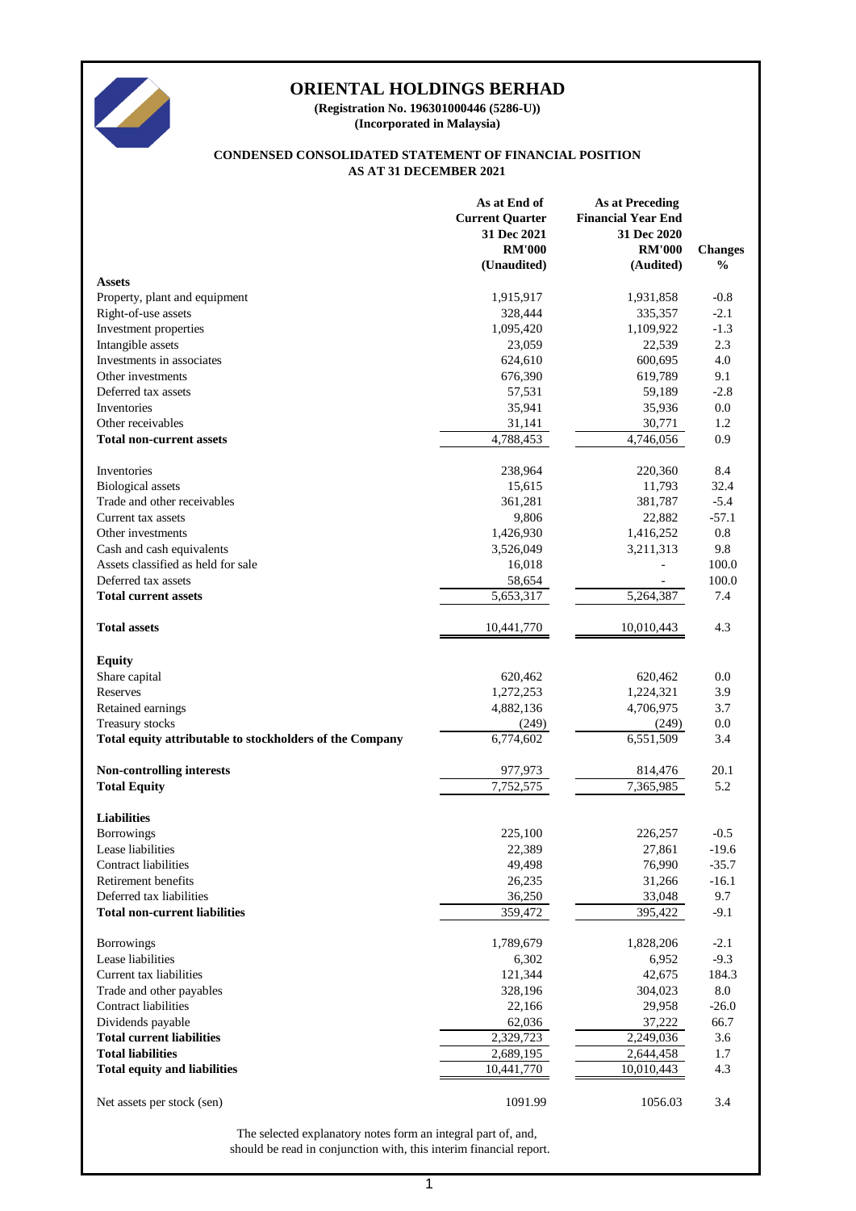# ORIENTAL HOLDINGS BERHAD

**(Registration No. 196301000446 (5286-U))**
**(Incorporated in Malaysia)**

## CONDENSED CONSOLIDATED STATEMENT OF FINANCIAL POSITION AS AT 31 DECEMBER 2021

| | As at End of Current Quarter 31 Dec 2021 RM'000 (Unaudited) | As at Preceding Financial Year End 31 Dec 2020 RM'000 (Audited) | Changes % |
|---|---|---|---|
| **Assets** | | | |
| Property, plant and equipment | 1,915,917 | 1,931,858 | -0.8 |
| Right-of-use assets | 328,444 | 335,357 | -2.1 |
| Investment properties | 1,095,420 | 1,109,922 | -1.3 |
| Intangible assets | 23,059 | 22,539 | 2.3 |
| Investments in associates | 624,610 | 600,695 | 4.0 |
| Other investments | 676,390 | 619,789 | 9.1 |
| Deferred tax assets | 57,531 | 59,189 | -2.8 |
| Inventories | 35,941 | 35,936 | 0.0 |
| Other receivables | 31,141 | 30,771 | 1.2 |
| **Total non-current assets** | 4,788,453 | 4,746,056 | 0.9 |
| | | | |
| Inventories | 238,964 | 220,360 | 8.4 |
| Biological assets | 15,615 | 11,793 | 32.4 |
| Trade and other receivables | 361,281 | 381,787 | -5.4 |
| Current tax assets | 9,806 | 22,882 | -57.1 |
| Other investments | 1,426,930 | 1,416,252 | 0.8 |
| Cash and cash equivalents | 3,526,049 | 3,211,313 | 9.8 |
| Assets classified as held for sale | 16,018 | - | 100.0 |
| Deferred tax assets | 58,654 | - | 100.0 |
| **Total current assets** | 5,653,317 | 5,264,387 | 7.4 |
| | | | |
| **Total assets** | 10,441,770 | 10,010,443 | 4.3 |
| | | | |
| **Equity** | | | |
| Share capital | 620,462 | 620,462 | 0.0 |
| Reserves | 1,272,253 | 1,224,321 | 3.9 |
| Retained earnings | 4,882,136 | 4,706,975 | 3.7 |
| Treasury stocks | (249) | (249) | 0.0 |
| **Total equity attributable to stockholders of the Company** | 6,774,602 | 6,551,509 | 3.4 |
| | | | |
| **Non-controlling interests** | 977,973 | 814,476 | 20.1 |
| **Total Equity** | 7,752,575 | 7,365,985 | 5.2 |
| | | | |
| **Liabilities** | | | |
| Borrowings | 225,100 | 226,257 | -0.5 |
| Lease liabilities | 22,389 | 27,861 | -19.6 |
| Contract liabilities | 49,498 | 76,990 | -35.7 |
| Retirement benefits | 26,235 | 31,266 | -16.1 |
| Deferred tax liabilities | 36,250 | 33,048 | 9.7 |
| **Total non-current liabilities** | 359,472 | 395,422 | -9.1 |
| | | | |
| Borrowings | 1,789,679 | 1,828,206 | -2.1 |
| Lease liabilities | 6,302 | 6,952 | -9.3 |
| Current tax liabilities | 121,344 | 42,675 | 184.3 |
| Trade and other payables | 328,196 | 304,023 | 8.0 |
| Contract liabilities | 22,166 | 29,958 | -26.0 |
| Dividends payable | 62,036 | 37,222 | 66.7 |
| **Total current liabilities** | 2,329,723 | 2,249,036 | 3.6 |
| **Total liabilities** | 2,689,195 | 2,644,458 | 1.7 |
| **Total equity and liabilities** | 10,441,770 | 10,010,443 | 4.3 |
| | | | |
| Net assets per stock (sen) | 1091.99 | 1056.03 | 3.4 |

The selected explanatory notes form an integral part of, and, should be read in conjunction with, this interim financial report.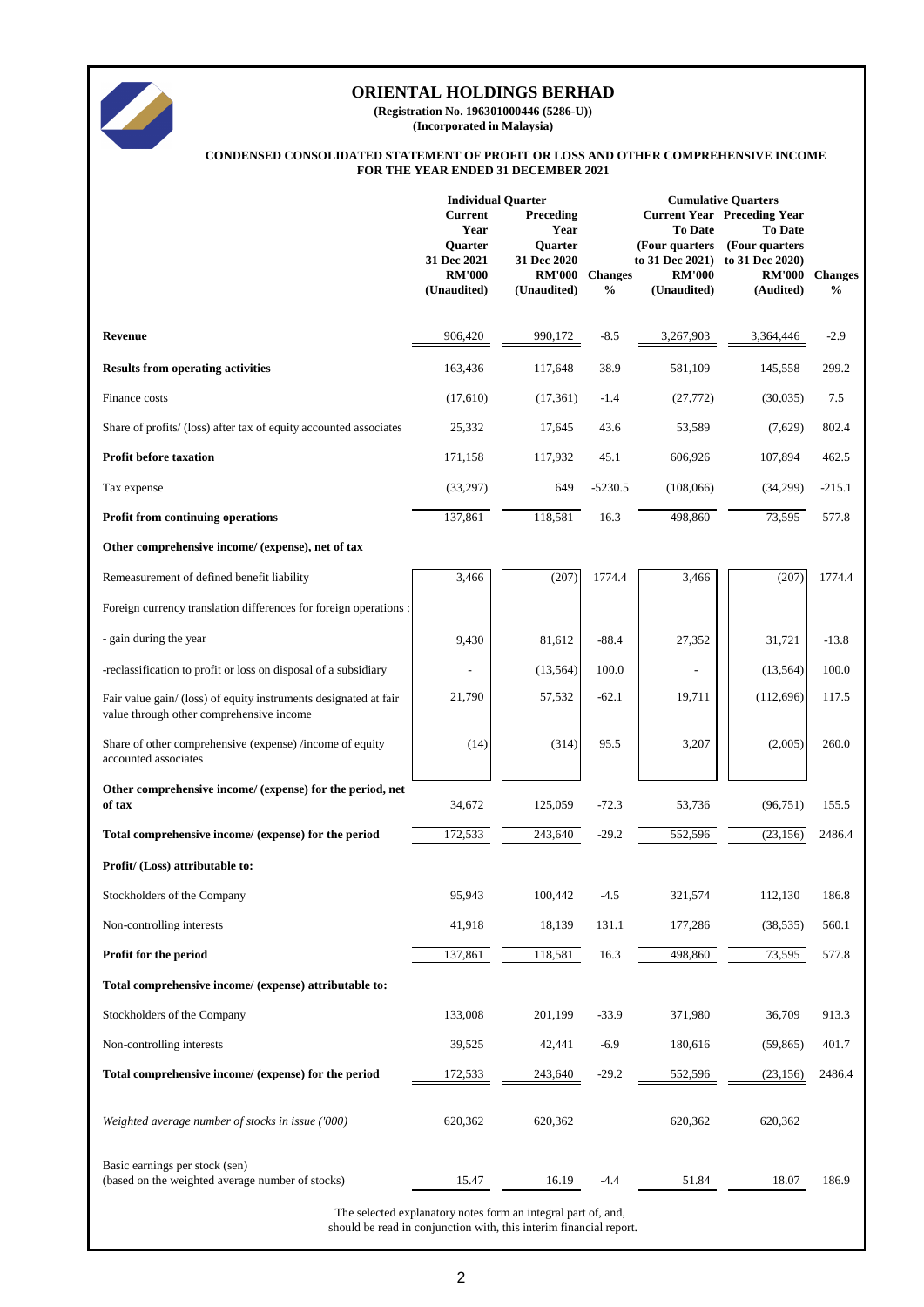# ORIENTAL HOLDINGS BERHAD

**(Registration No. 196301000446 (5286-U))**
**(Incorporated in Malaysia)**

**CONDENSED CONSOLIDATED STATEMENT OF PROFIT OR LOSS AND OTHER COMPREHENSIVE INCOME FOR THE YEAR ENDED 31 DECEMBER 2021**

| | Individual Quarter | | | Cumulative Quarters | | |
|---|---|---|---|---|---|---|
| | Current Year Quarter 31 Dec 2021 RM'000 (Unaudited) | Preceding Year Quarter 31 Dec 2020 RM'000 (Unaudited) | Changes % | Current Year To Date (Four quarters to 31 Dec 2021) RM'000 (Unaudited) | Preceding Year To Date (Four quarters to 31 Dec 2020) RM'000 (Audited) | Changes % |
| **Revenue** | 906,420 | 990,172 | -8.5 | 3,267,903 | 3,364,446 | -2.9 |
| **Results from operating activities** | 163,436 | 117,648 | 38.9 | 581,109 | 145,558 | 299.2 |
| Finance costs | (17,610) | (17,361) | -1.4 | (27,772) | (30,035) | 7.5 |
| Share of profits/ (loss) after tax of equity accounted associates | 25,332 | 17,645 | 43.6 | 53,589 | (7,629) | 802.4 |
| **Profit before taxation** | 171,158 | 117,932 | 45.1 | 606,926 | 107,894 | 462.5 |
| Tax expense | (33,297) | 649 | -5230.5 | (108,066) | (34,299) | -215.1 |
| **Profit from continuing operations** | 137,861 | 118,581 | 16.3 | 498,860 | 73,595 | 577.8 |
| **Other comprehensive income/ (expense), net of tax** | | | | | | |
| Remeasurement of defined benefit liability | 3,466 | (207) | 1774.4 | 3,466 | (207) | 1774.4 |
| Foreign currency translation differences for foreign operations : | | | | | | |
| - gain during the year | 9,430 | 81,612 | -88.4 | 27,352 | 31,721 | -13.8 |
| -reclassification to profit or loss on disposal of a subsidiary | - | (13,564) | 100.0 | - | (13,564) | 100.0 |
| Fair value gain/ (loss) of equity instruments designated at fair value through other comprehensive income | 21,790 | 57,532 | -62.1 | 19,711 | (112,696) | 117.5 |
| Share of other comprehensive (expense) /income of equity accounted associates | (14) | (314) | 95.5 | 3,207 | (2,005) | 260.0 |
| **Other comprehensive income/ (expense) for the period, net of tax** | 34,672 | 125,059 | -72.3 | 53,736 | (96,751) | 155.5 |
| **Total comprehensive income/ (expense) for the period** | 172,533 | 243,640 | -29.2 | 552,596 | (23,156) | 2486.4 |
| **Profit/ (Loss) attributable to:** | | | | | | |
| Stockholders of the Company | 95,943 | 100,442 | -4.5 | 321,574 | 112,130 | 186.8 |
| Non-controlling interests | 41,918 | 18,139 | 131.1 | 177,286 | (38,535) | 560.1 |
| **Profit for the period** | 137,861 | 118,581 | 16.3 | 498,860 | 73,595 | 577.8 |
| **Total comprehensive income/ (expense) attributable to:** | | | | | | |
| Stockholders of the Company | 133,008 | 201,199 | -33.9 | 371,980 | 36,709 | 913.3 |
| Non-controlling interests | 39,525 | 42,441 | -6.9 | 180,616 | (59,865) | 401.7 |
| **Total comprehensive income/ (expense) for the period** | 172,533 | 243,640 | -29.2 | 552,596 | (23,156) | 2486.4 |
| *Weighted average number of stocks in issue ('000)* | 620,362 | 620,362 | | 620,362 | 620,362 | |
| Basic earnings per stock (sen) (based on the weighted average number of stocks) | 15.47 | 16.19 | -4.4 | 51.84 | 18.07 | 186.9 |

The selected explanatory notes form an integral part of, and, should be read in conjunction with, this interim financial report.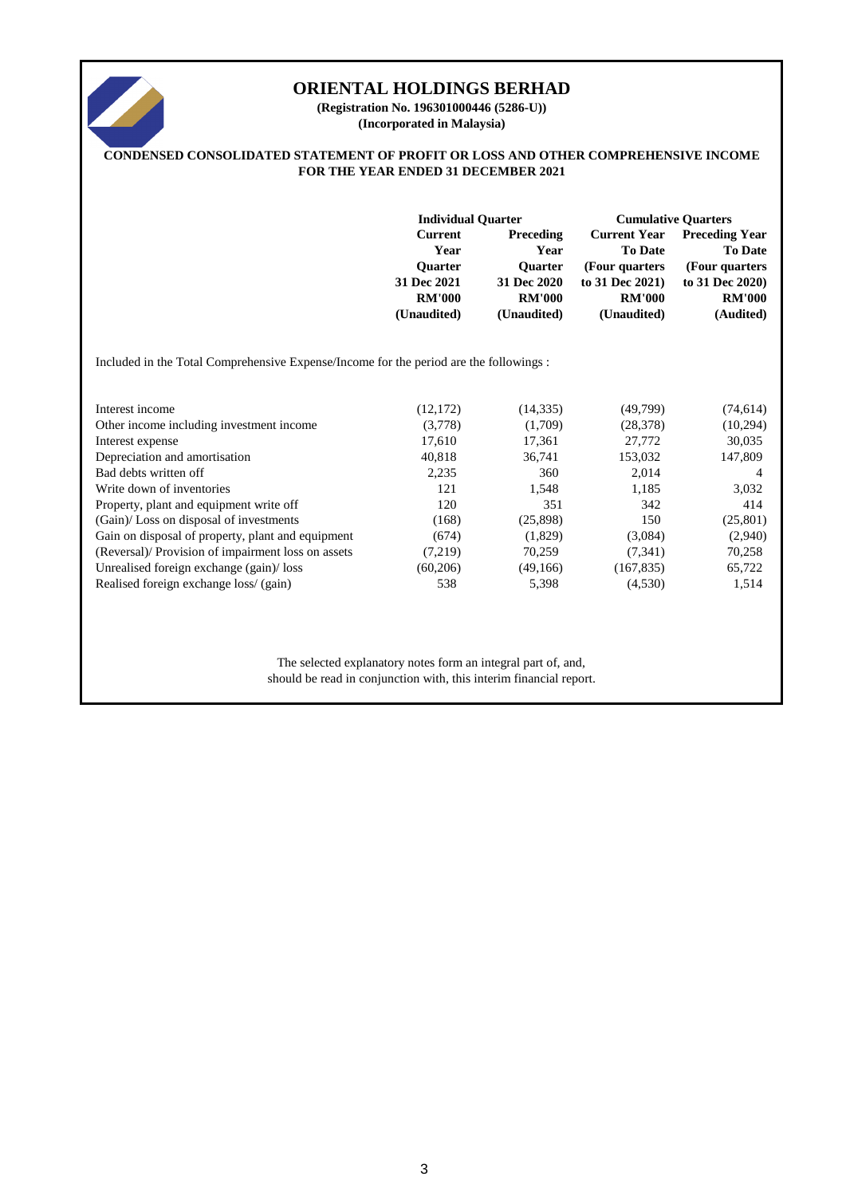# ORIENTAL HOLDINGS BERHAD

**(Registration No. 196301000446 (5286-U))**
**(Incorporated in Malaysia)**

**CONDENSED CONSOLIDATED STATEMENT OF PROFIT OR LOSS AND OTHER COMPREHENSIVE INCOME**
**FOR THE YEAR ENDED 31 DECEMBER 2021**

| | Individual Quarter | | Cumulative Quarters | |
|---|---|---|---|---|
| | Current Year Quarter 31 Dec 2021 RM'000 (Unaudited) | Preceding Year Quarter 31 Dec 2020 RM'000 (Unaudited) | Current Year To Date (Four quarters to 31 Dec 2021) RM'000 (Unaudited) | Preceding Year To Date (Four quarters to 31 Dec 2020) RM'000 (Audited) |
| Included in the Total Comprehensive Expense/Income for the period are the followings : | | | | |
| Interest income | (12,172) | (14,335) | (49,799) | (74,614) |
| Other income including investment income | (3,778) | (1,709) | (28,378) | (10,294) |
| Interest expense | 17,610 | 17,361 | 27,772 | 30,035 |
| Depreciation and amortisation | 40,818 | 36,741 | 153,032 | 147,809 |
| Bad debts written off | 2,235 | 360 | 2,014 | 4 |
| Write down of inventories | 121 | 1,548 | 1,185 | 3,032 |
| Property, plant and equipment write off | 120 | 351 | 342 | 414 |
| (Gain)/ Loss on disposal of investments | (168) | (25,898) | 150 | (25,801) |
| Gain on disposal of property, plant and equipment | (674) | (1,829) | (3,084) | (2,940) |
| (Reversal)/ Provision of impairment loss on assets | (7,219) | 70,259 | (7,341) | 70,258 |
| Unrealised foreign exchange (gain)/ loss | (60,206) | (49,166) | (167,835) | 65,722 |
| Realised foreign exchange loss/ (gain) | 538 | 5,398 | (4,530) | 1,514 |

The selected explanatory notes form an integral part of, and, should be read in conjunction with, this interim financial report.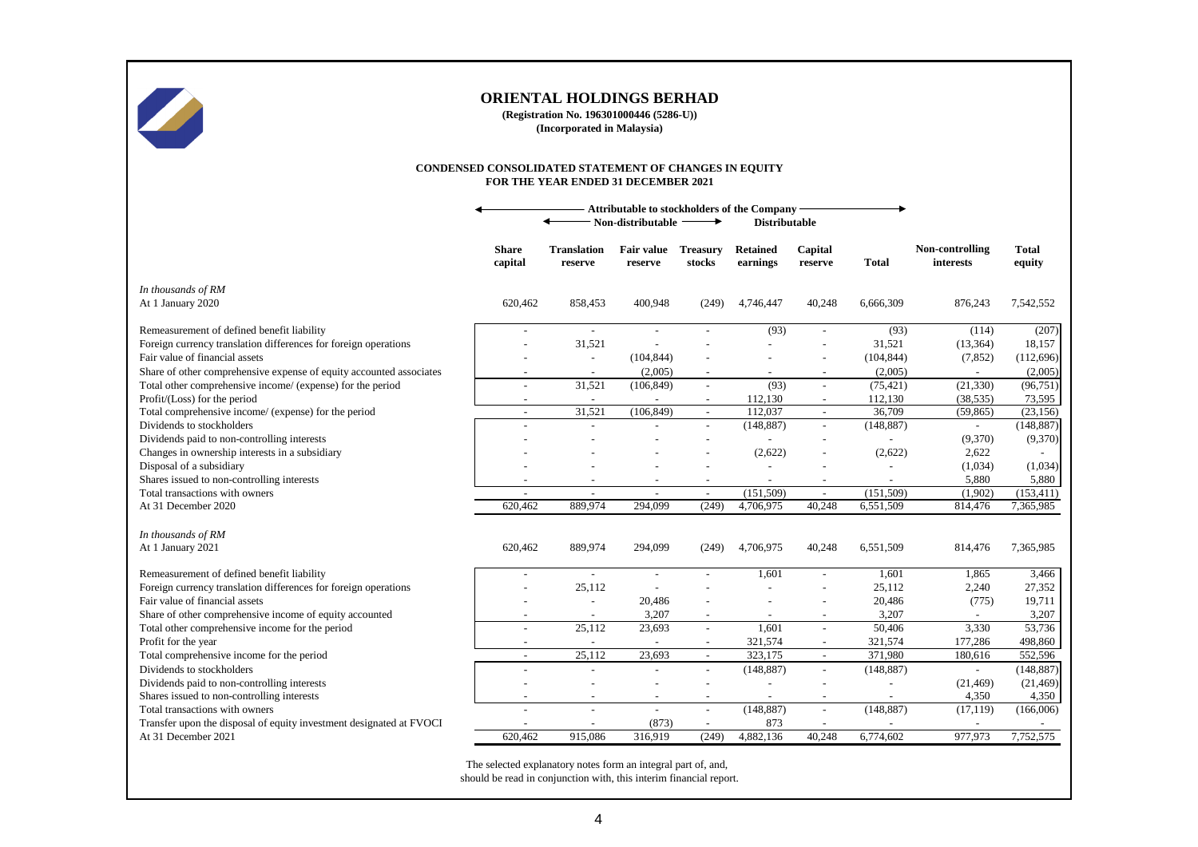# ORIENTAL HOLDINGS BERHAD

**(Registration No. 196301000446 (5286-U))**
**(Incorporated in Malaysia)**

## CONDENSED CONSOLIDATED STATEMENT OF CHANGES IN EQUITY
## FOR THE YEAR ENDED 31 DECEMBER 2021

| | Attributable to stockholders of the Company | | | | | | | | |
|---|---|---|---|---|---|---|---|---|---|
| | | Non-distributable | | | Distributable | | | | |
| | **Share capital** | **Translation reserve** | **Fair value reserve** | **Treasury stocks** | **Retained earnings** | **Capital reserve** | **Total** | **Non-controlling interests** | **Total equity** |
| *In thousands of RM* | | | | | | | | | |
| At 1 January 2020 | 620,462 | 858,453 | 400,948 | (249) | 4,746,447 | 40,248 | 6,666,309 | 876,243 | 7,542,552 |
| Remeasurement of defined benefit liability | - | - | - | - | (93) | - | (93) | (114) | (207) |
| Foreign currency translation differences for foreign operations | - | 31,521 | - | - | - | - | 31,521 | (13,364) | 18,157 |
| Fair value of financial assets | - | - | (104,844) | - | - | - | (104,844) | (7,852) | (112,696) |
| Share of other comprehensive expense of equity accounted associates | - | - | (2,005) | - | - | - | (2,005) | - | (2,005) |
| Total other comprehensive income/ (expense) for the period | - | 31,521 | (106,849) | - | (93) | - | (75,421) | (21,330) | (96,751) |
| Profit/(Loss) for the period | - | - | - | - | 112,130 | - | 112,130 | (38,535) | 73,595 |
| Total comprehensive income/ (expense) for the period | - | 31,521 | (106,849) | - | 112,037 | - | 36,709 | (59,865) | (23,156) |
| Dividends to stockholders | - | - | - | - | (148,887) | - | (148,887) | - | (148,887) |
| Dividends paid to non-controlling interests | - | - | - | - | - | - | - | (9,370) | (9,370) |
| Changes in ownership interests in a subsidiary | - | - | - | - | (2,622) | - | (2,622) | 2,622 | - |
| Disposal of a subsidiary | - | - | - | - | - | - | - | (1,034) | (1,034) |
| Shares issued to non-controlling interests | - | - | - | - | - | - | - | 5,880 | 5,880 |
| Total transactions with owners | - | - | - | - | (151,509) | - | (151,509) | (1,902) | (153,411) |
| At 31 December 2020 | 620,462 | 889,974 | 294,099 | (249) | 4,706,975 | 40,248 | 6,551,509 | 814,476 | 7,365,985 |
| *In thousands of RM* | | | | | | | | | |
| At 1 January 2021 | 620,462 | 889,974 | 294,099 | (249) | 4,706,975 | 40,248 | 6,551,509 | 814,476 | 7,365,985 |
| Remeasurement of defined benefit liability | - | - | - | - | 1,601 | - | 1,601 | 1,865 | 3,466 |
| Foreign currency translation differences for foreign operations | - | 25,112 | - | - | - | - | 25,112 | 2,240 | 27,352 |
| Fair value of financial assets | - | - | 20,486 | - | - | - | 20,486 | (775) | 19,711 |
| Share of other comprehensive income of equity accounted | - | - | 3,207 | - | - | - | 3,207 | - | 3,207 |
| Total other comprehensive income for the period | - | 25,112 | 23,693 | - | 1,601 | - | 50,406 | 3,330 | 53,736 |
| Profit for the year | - | - | - | - | 321,574 | - | 321,574 | 177,286 | 498,860 |
| Total comprehensive income for the period | - | 25,112 | 23,693 | - | 323,175 | - | 371,980 | 180,616 | 552,596 |
| Dividends to stockholders | - | - | - | - | (148,887) | - | (148,887) | - | (148,887) |
| Dividends paid to non-controlling interests | - | - | - | - | - | - | - | (21,469) | (21,469) |
| Shares issued to non-controlling interests | - | - | - | - | - | - | - | 4,350 | 4,350 |
| Total transactions with owners | - | - | - | - | (148,887) | - | (148,887) | (17,119) | (166,006) |
| Transfer upon the disposal of equity investment designated at FVOCI | - | - | (873) | - | 873 | - | - | - | - |
| At 31 December 2021 | 620,462 | 915,086 | 316,919 | (249) | 4,882,136 | 40,248 | 6,774,602 | 977,973 | 7,752,575 |

The selected explanatory notes form an integral part of, and, should be read in conjunction with, this interim financial report.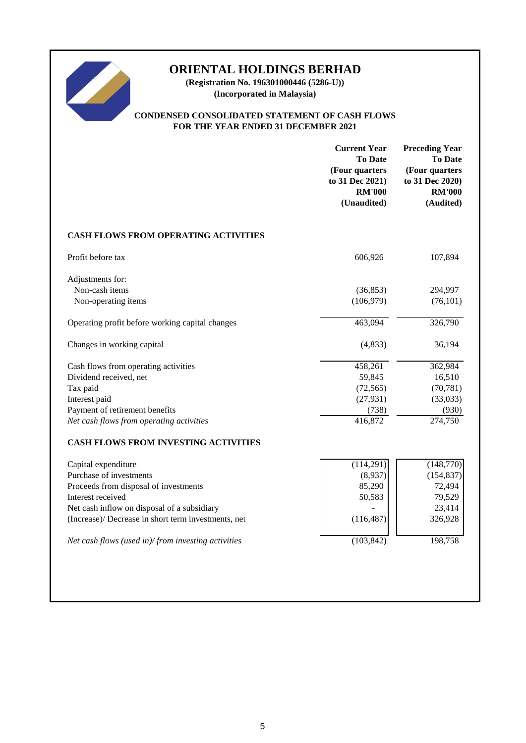# ORIENTAL HOLDINGS BERHAD

**(Registration No. 196301000446 (5286-U))**
**(Incorporated in Malaysia)**

## CONDENSED CONSOLIDATED STATEMENT OF CASH FLOWS
## FOR THE YEAR ENDED 31 DECEMBER 2021

| | Current Year To Date (Four quarters to 31 Dec 2021) RM'000 (Unaudited) | Preceding Year To Date (Four quarters to 31 Dec 2020) RM'000 (Audited) |
|---|---|---|
| **CASH FLOWS FROM OPERATING ACTIVITIES** | | |
| Profit before tax | 606,926 | 107,894 |
| Adjustments for: | | |
| Non-cash items | (36,853) | 294,997 |
| Non-operating items | (106,979) | (76,101) |
| Operating profit before working capital changes | 463,094 | 326,790 |
| Changes in working capital | (4,833) | 36,194 |
| Cash flows from operating activities | 458,261 | 362,984 |
| Dividend received, net | 59,845 | 16,510 |
| Tax paid | (72,565) | (70,781) |
| Interest paid | (27,931) | (33,033) |
| Payment of retirement benefits | (738) | (930) |
| *Net cash flows from operating activities* | 416,872 | 274,750 |
| **CASH FLOWS FROM INVESTING ACTIVITIES** | | |
| Capital expenditure | (114,291) | (148,770) |
| Purchase of investments | (8,937) | (154,837) |
| Proceeds from disposal of investments | 85,290 | 72,494 |
| Interest received | 50,583 | 79,529 |
| Net cash inflow on disposal of a subsidiary | - | 23,414 |
| (Increase)/ Decrease in short term investments, net | (116,487) | 326,928 |
| *Net cash flows (used in)/ from investing activities* | (103,842) | 198,758 |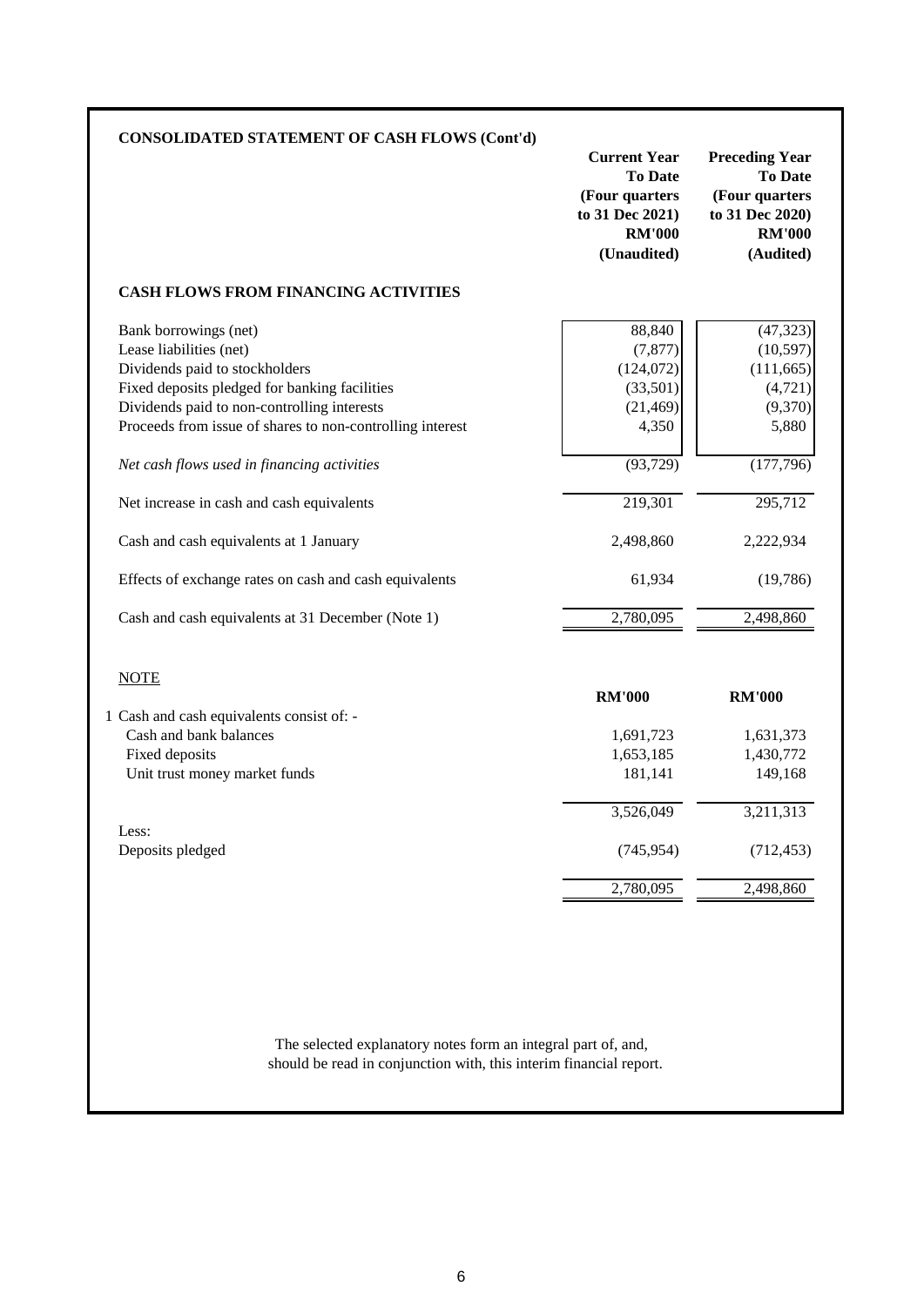## CONSOLIDATED STATEMENT OF CASH FLOWS (Cont'd)

| | Current Year To Date (Four quarters to 31 Dec 2021) RM'000 (Unaudited) | Preceding Year To Date (Four quarters to 31 Dec 2020) RM'000 (Audited) |
|---|---|---|
| **CASH FLOWS FROM FINANCING ACTIVITIES** | | |
| Bank borrowings (net) | 88,840 | (47,323) |
| Lease liabilities (net) | (7,877) | (10,597) |
| Dividends paid to stockholders | (124,072) | (111,665) |
| Fixed deposits pledged for banking facilities | (33,501) | (4,721) |
| Dividends paid to non-controlling interests | (21,469) | (9,370) |
| Proceeds from issue of shares to non-controlling interest | 4,350 | 5,880 |
| *Net cash flows used in financing activities* | (93,729) | (177,796) |
| Net increase in cash and cash equivalents | 219,301 | 295,712 |
| Cash and cash equivalents at 1 January | 2,498,860 | 2,222,934 |
| Effects of exchange rates on cash and cash equivalents | 61,934 | (19,786) |
| Cash and cash equivalents at 31 December (Note 1) | 2,780,095 | 2,498,860 |

NOTE

| | RM'000 | RM'000 |
|---|---|---|
| 1 Cash and cash equivalents consist of: - | | |
| Cash and bank balances | 1,691,723 | 1,631,373 |
| Fixed deposits | 1,653,185 | 1,430,772 |
| Unit trust money market funds | 181,141 | 149,168 |
| | 3,526,049 | 3,211,313 |
| Less: | | |
| Deposits pledged | (745,954) | (712,453) |
| | 2,780,095 | 2,498,860 |

The selected explanatory notes form an integral part of, and, should be read in conjunction with, this interim financial report.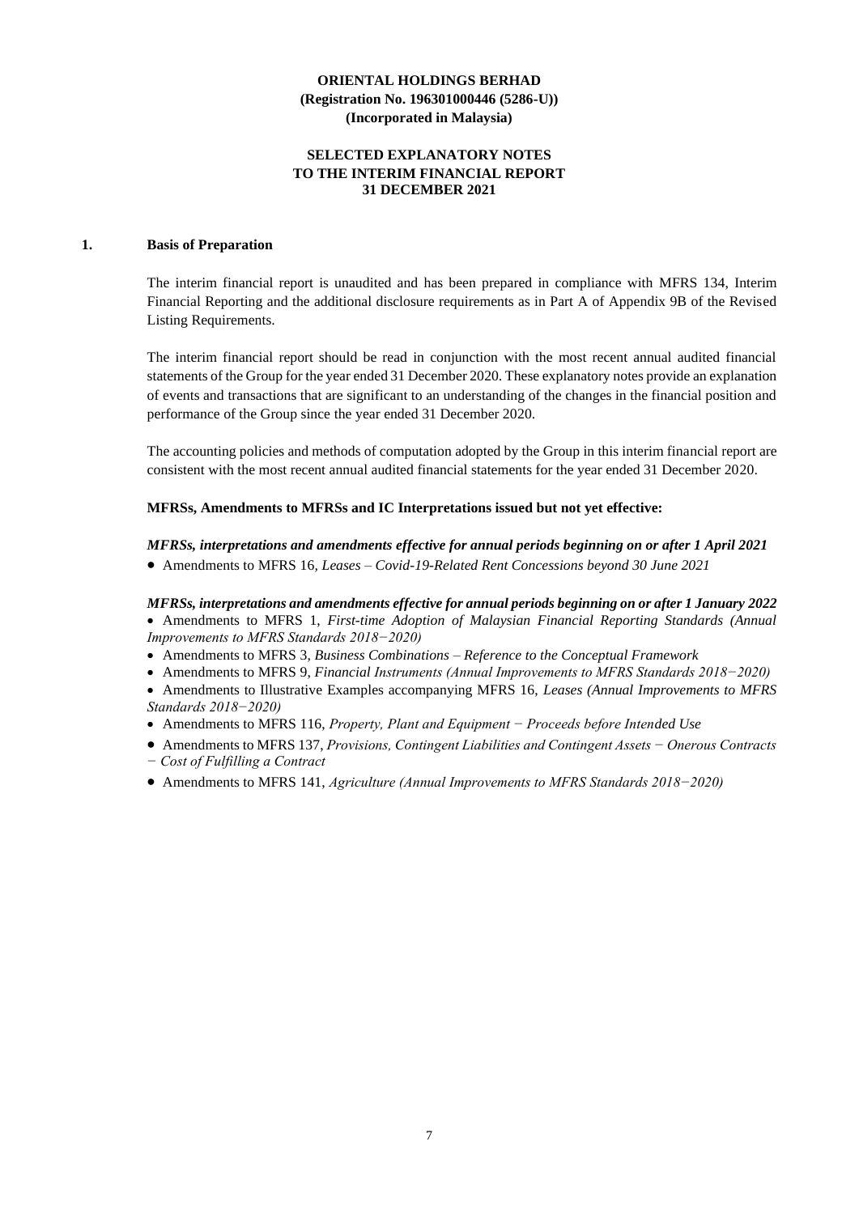**ORIENTAL HOLDINGS BERHAD**
**(Registration No. 196301000446 (5286-U))**
**(Incorporated in Malaysia)**

**SELECTED EXPLANATORY NOTES**
**TO THE INTERIM FINANCIAL REPORT**
**31 DECEMBER 2021**

## 1. Basis of Preparation

The interim financial report is unaudited and has been prepared in compliance with MFRS 134, Interim Financial Reporting and the additional disclosure requirements as in Part A of Appendix 9B of the Revised Listing Requirements.

The interim financial report should be read in conjunction with the most recent annual audited financial statements of the Group for the year ended 31 December 2020. These explanatory notes provide an explanation of events and transactions that are significant to an understanding of the changes in the financial position and performance of the Group since the year ended 31 December 2020.

The accounting policies and methods of computation adopted by the Group in this interim financial report are consistent with the most recent annual audited financial statements for the year ended 31 December 2020.

**MFRSs, Amendments to MFRSs and IC Interpretations issued but not yet effective:**

***MFRSs, interpretations and amendments effective for annual periods beginning on or after 1 April 2021***

- Amendments to MFRS 16, *Leases – Covid-19-Related Rent Concessions beyond 30 June 2021*

***MFRSs, interpretations and amendments effective for annual periods beginning on or after 1 January 2022***

- Amendments to MFRS 1, *First-time Adoption of Malaysian Financial Reporting Standards (Annual Improvements to MFRS Standards 2018−2020)*
- Amendments to MFRS 3, *Business Combinations – Reference to the Conceptual Framework*
- Amendments to MFRS 9, *Financial Instruments (Annual Improvements to MFRS Standards 2018−2020)*
- Amendments to Illustrative Examples accompanying MFRS 16, *Leases (Annual Improvements to MFRS Standards 2018−2020)*
- Amendments to MFRS 116, *Property, Plant and Equipment − Proceeds before Intended Use*
- Amendments to MFRS 137, *Provisions, Contingent Liabilities and Contingent Assets − Onerous Contracts − Cost of Fulfilling a Contract*
- Amendments to MFRS 141, *Agriculture (Annual Improvements to MFRS Standards 2018−2020)*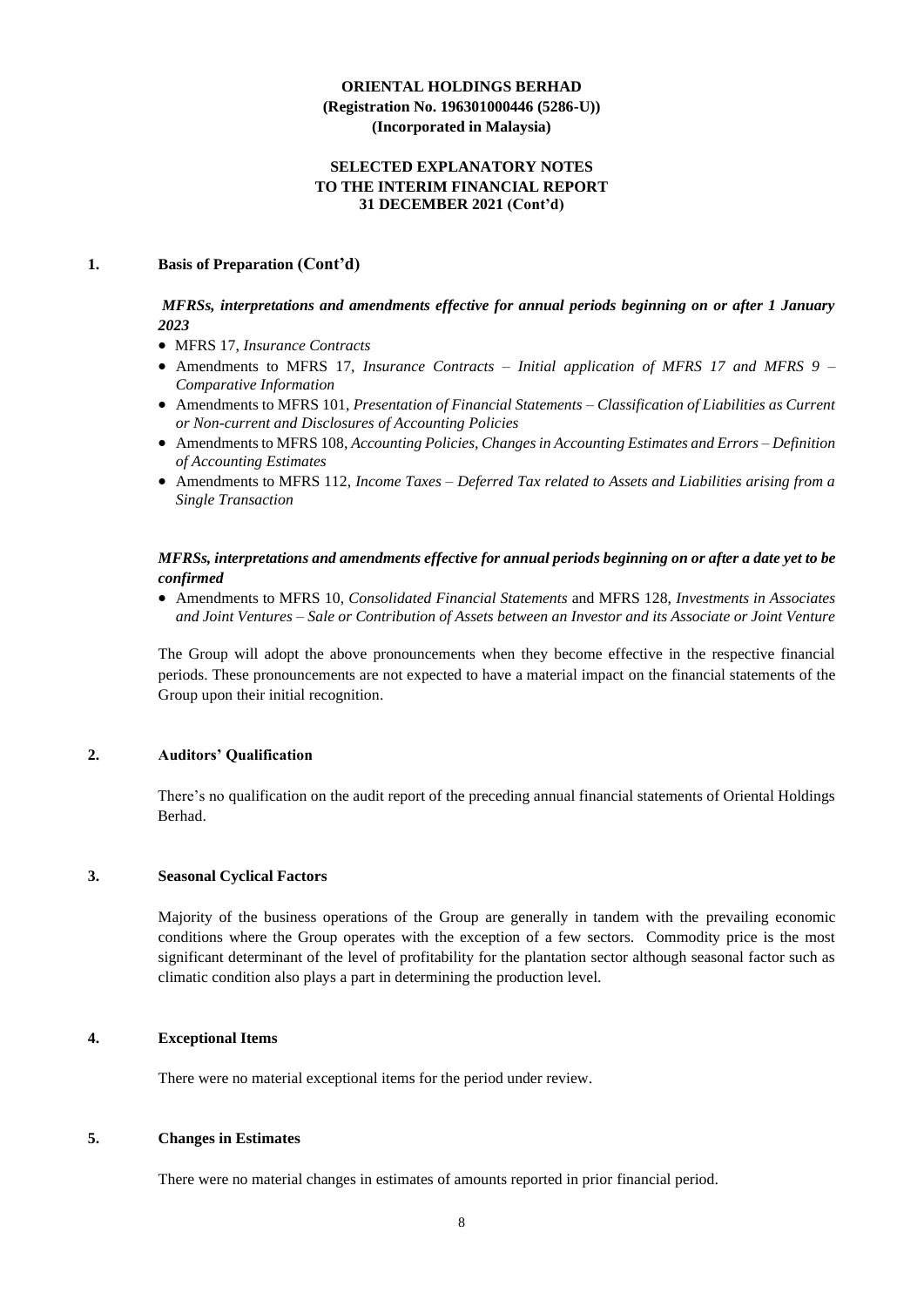## 1. Basis of Preparation (Cont'd)

***MFRSs, interpretations and amendments effective for annual periods beginning on or after 1 January 2023***

- MFRS 17, *Insurance Contracts*
- Amendments to MFRS 17, *Insurance Contracts – Initial application of MFRS 17 and MFRS 9 – Comparative Information*
- Amendments to MFRS 101, *Presentation of Financial Statements – Classification of Liabilities as Current or Non-current and Disclosures of Accounting Policies*
- Amendments to MFRS 108, *Accounting Policies, Changes in Accounting Estimates and Errors – Definition of Accounting Estimates*
- Amendments to MFRS 112, *Income Taxes – Deferred Tax related to Assets and Liabilities arising from a Single Transaction*

***MFRSs, interpretations and amendments effective for annual periods beginning on or after a date yet to be confirmed***

- Amendments to MFRS 10, *Consolidated Financial Statements* and MFRS 128, *Investments in Associates and Joint Ventures – Sale or Contribution of Assets between an Investor and its Associate or Joint Venture*

The Group will adopt the above pronouncements when they become effective in the respective financial periods. These pronouncements are not expected to have a material impact on the financial statements of the Group upon their initial recognition.

## 2. Auditors' Qualification

There's no qualification on the audit report of the preceding annual financial statements of Oriental Holdings Berhad.

## 3. Seasonal Cyclical Factors

Majority of the business operations of the Group are generally in tandem with the prevailing economic conditions where the Group operates with the exception of a few sectors. Commodity price is the most significant determinant of the level of profitability for the plantation sector although seasonal factor such as climatic condition also plays a part in determining the production level.

## 4. Exceptional Items

There were no material exceptional items for the period under review.

## 5. Changes in Estimates

There were no material changes in estimates of amounts reported in prior financial period.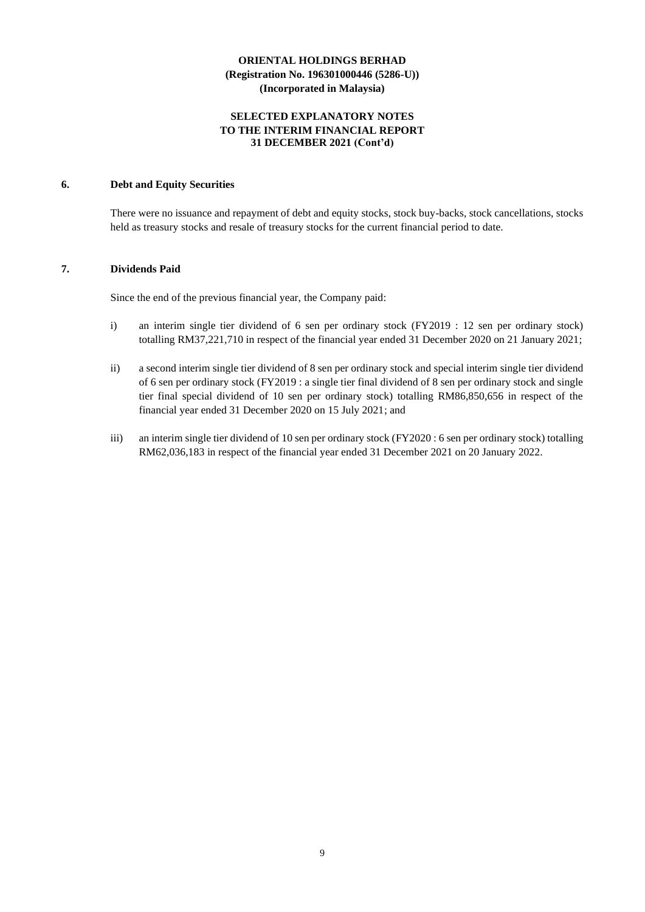### 6. Debt and Equity Securities

There were no issuance and repayment of debt and equity stocks, stock buy-backs, stock cancellations, stocks held as treasury stocks and resale of treasury stocks for the current financial period to date.

### 7. Dividends Paid

Since the end of the previous financial year, the Company paid:

i) an interim single tier dividend of 6 sen per ordinary stock (FY2019 : 12 sen per ordinary stock) totalling RM37,221,710 in respect of the financial year ended 31 December 2020 on 21 January 2021;

ii) a second interim single tier dividend of 8 sen per ordinary stock and special interim single tier dividend of 6 sen per ordinary stock (FY2019 : a single tier final dividend of 8 sen per ordinary stock and single tier final special dividend of 10 sen per ordinary stock) totalling RM86,850,656 in respect of the financial year ended 31 December 2020 on 15 July 2021; and

iii) an interim single tier dividend of 10 sen per ordinary stock (FY2020 : 6 sen per ordinary stock) totalling RM62,036,183 in respect of the financial year ended 31 December 2021 on 20 January 2022.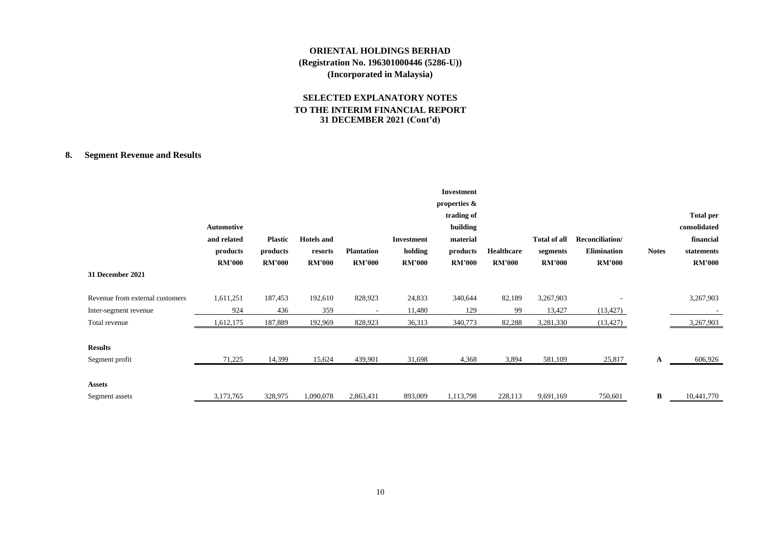# ORIENTAL HOLDINGS BERHAD
**(Registration No. 196301000446 (5286-U))**
**(Incorporated in Malaysia)**

## SELECTED EXPLANATORY NOTES TO THE INTERIM FINANCIAL REPORT 31 DECEMBER 2021 (Cont'd)

### 8. Segment Revenue and Results

| | Automotive and related products RM'000 | Plastic products RM'000 | Hotels and resorts RM'000 | Plantation RM'000 | Investment holding RM'000 | Investment properties & trading of building material products RM'000 | Healthcare RM'000 | Total of all segments RM'000 | Reconciliation/ Elimination RM'000 | Notes | Total per consolidated financial statements RM'000 |
|---|---|---|---|---|---|---|---|---|---|---|---|
| **31 December 2021** | | | | | | | | | | | |
| Revenue from external customers | 1,611,251 | 187,453 | 192,610 | 828,923 | 24,833 | 340,644 | 82,189 | 3,267,903 | - | | 3,267,903 |
| Inter-segment revenue | 924 | 436 | 359 | - | 11,480 | 129 | 99 | 13,427 | (13,427) | | - |
| Total revenue | 1,612,175 | 187,889 | 192,969 | 828,923 | 36,313 | 340,773 | 82,288 | 3,281,330 | (13,427) | | 3,267,903 |
| **Results** | | | | | | | | | | | |
| Segment profit | 71,225 | 14,399 | 15,624 | 439,901 | 31,698 | 4,368 | 3,894 | 581,109 | 25,817 | A | 606,926 |
| **Assets** | | | | | | | | | | | |
| Segment assets | 3,173,765 | 328,975 | 1,090,078 | 2,863,431 | 893,009 | 1,113,798 | 228,113 | 9,691,169 | 750,601 | B | 10,441,770 |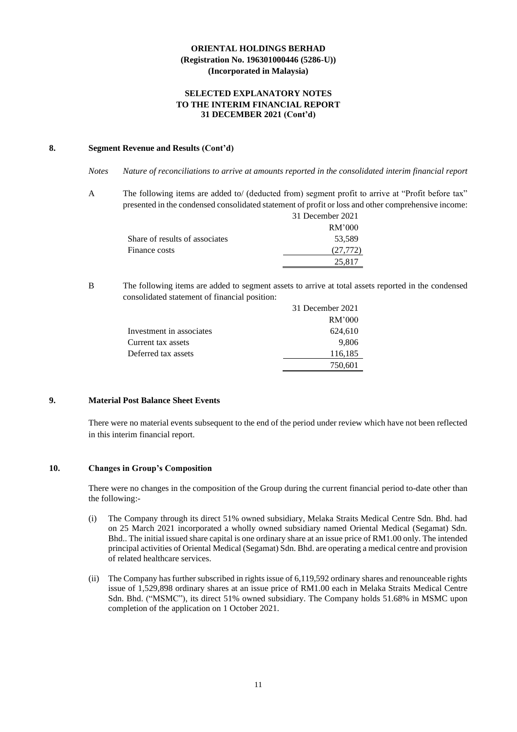# ORIENTAL HOLDINGS BERHAD
**(Registration No. 196301000446 (5286-U))**
**(Incorporated in Malaysia)**

**SELECTED EXPLANATORY NOTES TO THE INTERIM FINANCIAL REPORT 31 DECEMBER 2021 (Cont'd)**

## 8. Segment Revenue and Results (Cont'd)

*Notes Nature of reconciliations to arrive at amounts reported in the consolidated interim financial report*

A The following items are added to/ (deducted from) segment profit to arrive at "Profit before tax" presented in the condensed consolidated statement of profit or loss and other comprehensive income:

| | 31 December 2021 |
|---|---|
| | RM'000 |
| Share of results of associates | 53,589 |
| Finance costs | (27,772) |
| | 25,817 |

B The following items are added to segment assets to arrive at total assets reported in the condensed consolidated statement of financial position:

| | 31 December 2021 |
|---|---|
| | RM'000 |
| Investment in associates | 624,610 |
| Current tax assets | 9,806 |
| Deferred tax assets | 116,185 |
| | 750,601 |

## 9. Material Post Balance Sheet Events

There were no material events subsequent to the end of the period under review which have not been reflected in this interim financial report.

## 10. Changes in Group's Composition

There were no changes in the composition of the Group during the current financial period to-date other than the following:-

(i) The Company through its direct 51% owned subsidiary, Melaka Straits Medical Centre Sdn. Bhd. had on 25 March 2021 incorporated a wholly owned subsidiary named Oriental Medical (Segamat) Sdn. Bhd.. The initial issued share capital is one ordinary share at an issue price of RM1.00 only. The intended principal activities of Oriental Medical (Segamat) Sdn. Bhd. are operating a medical centre and provision of related healthcare services.

(ii) The Company has further subscribed in rights issue of 6,119,592 ordinary shares and renounceable rights issue of 1,529,898 ordinary shares at an issue price of RM1.00 each in Melaka Straits Medical Centre Sdn. Bhd. ("MSMC"), its direct 51% owned subsidiary. The Company holds 51.68% in MSMC upon completion of the application on 1 October 2021.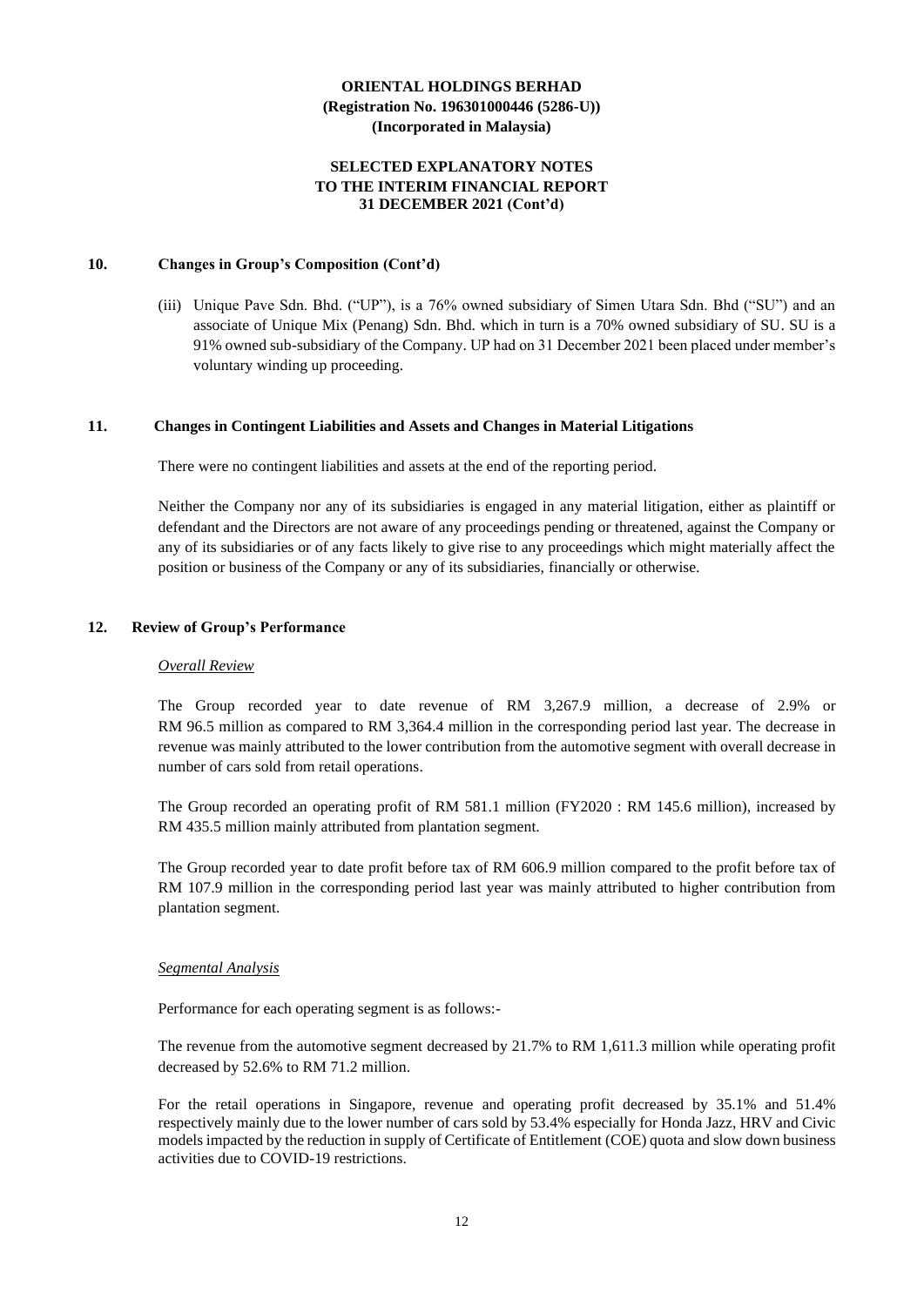## 10. Changes in Group's Composition (Cont'd)

(iii) Unique Pave Sdn. Bhd. ("UP"), is a 76% owned subsidiary of Simen Utara Sdn. Bhd ("SU") and an associate of Unique Mix (Penang) Sdn. Bhd. which in turn is a 70% owned subsidiary of SU. SU is a 91% owned sub-subsidiary of the Company. UP had on 31 December 2021 been placed under member's voluntary winding up proceeding.

## 11. Changes in Contingent Liabilities and Assets and Changes in Material Litigations

There were no contingent liabilities and assets at the end of the reporting period.

Neither the Company nor any of its subsidiaries is engaged in any material litigation, either as plaintiff or defendant and the Directors are not aware of any proceedings pending or threatened, against the Company or any of its subsidiaries or of any facts likely to give rise to any proceedings which might materially affect the position or business of the Company or any of its subsidiaries, financially or otherwise.

## 12. Review of Group's Performance

*Overall Review*

The Group recorded year to date revenue of RM 3,267.9 million, a decrease of 2.9% or RM 96.5 million as compared to RM 3,364.4 million in the corresponding period last year. The decrease in revenue was mainly attributed to the lower contribution from the automotive segment with overall decrease in number of cars sold from retail operations.

The Group recorded an operating profit of RM 581.1 million (FY2020 : RM 145.6 million), increased by RM 435.5 million mainly attributed from plantation segment.

The Group recorded year to date profit before tax of RM 606.9 million compared to the profit before tax of RM 107.9 million in the corresponding period last year was mainly attributed to higher contribution from plantation segment.

*Segmental Analysis*

Performance for each operating segment is as follows:-

The revenue from the automotive segment decreased by 21.7% to RM 1,611.3 million while operating profit decreased by 52.6% to RM 71.2 million.

For the retail operations in Singapore, revenue and operating profit decreased by 35.1% and 51.4% respectively mainly due to the lower number of cars sold by 53.4% especially for Honda Jazz, HRV and Civic models impacted by the reduction in supply of Certificate of Entitlement (COE) quota and slow down business activities due to COVID-19 restrictions.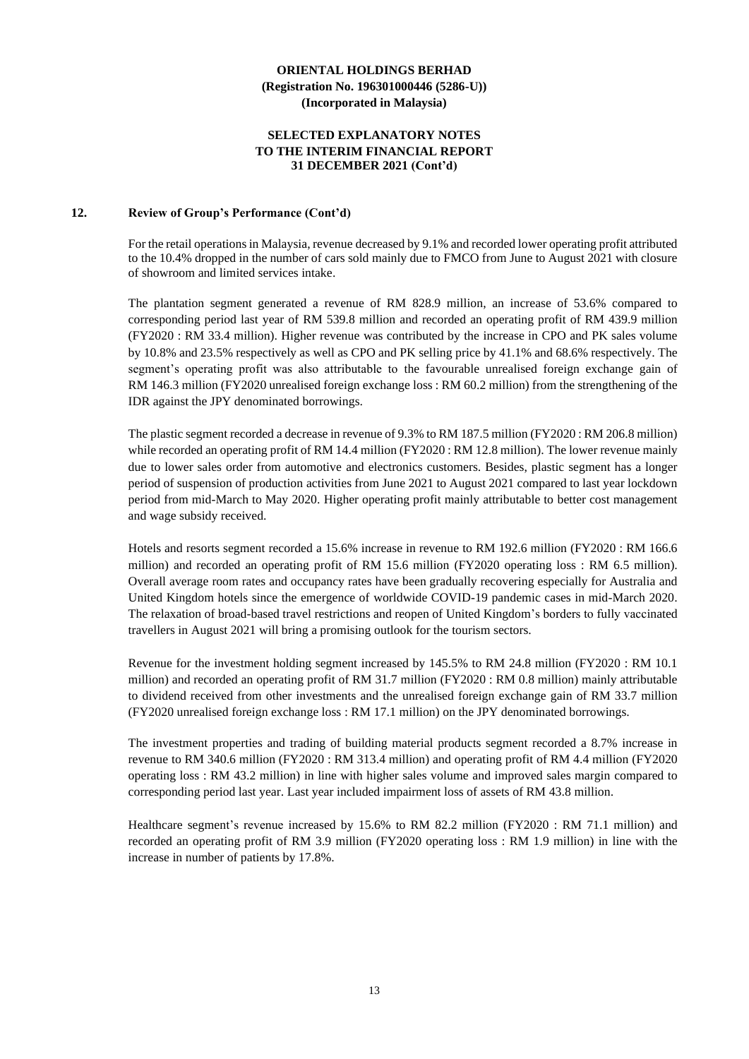## 12. Review of Group's Performance (Cont'd)

For the retail operations in Malaysia, revenue decreased by 9.1% and recorded lower operating profit attributed to the 10.4% dropped in the number of cars sold mainly due to FMCO from June to August 2021 with closure of showroom and limited services intake.

The plantation segment generated a revenue of RM 828.9 million, an increase of 53.6% compared to corresponding period last year of RM 539.8 million and recorded an operating profit of RM 439.9 million (FY2020 : RM 33.4 million). Higher revenue was contributed by the increase in CPO and PK sales volume by 10.8% and 23.5% respectively as well as CPO and PK selling price by 41.1% and 68.6% respectively. The segment's operating profit was also attributable to the favourable unrealised foreign exchange gain of RM 146.3 million (FY2020 unrealised foreign exchange loss : RM 60.2 million) from the strengthening of the IDR against the JPY denominated borrowings.

The plastic segment recorded a decrease in revenue of 9.3% to RM 187.5 million (FY2020 : RM 206.8 million) while recorded an operating profit of RM 14.4 million (FY2020 : RM 12.8 million). The lower revenue mainly due to lower sales order from automotive and electronics customers. Besides, plastic segment has a longer period of suspension of production activities from June 2021 to August 2021 compared to last year lockdown period from mid-March to May 2020. Higher operating profit mainly attributable to better cost management and wage subsidy received.

Hotels and resorts segment recorded a 15.6% increase in revenue to RM 192.6 million (FY2020 : RM 166.6 million) and recorded an operating profit of RM 15.6 million (FY2020 operating loss : RM 6.5 million). Overall average room rates and occupancy rates have been gradually recovering especially for Australia and United Kingdom hotels since the emergence of worldwide COVID-19 pandemic cases in mid-March 2020. The relaxation of broad-based travel restrictions and reopen of United Kingdom's borders to fully vaccinated travellers in August 2021 will bring a promising outlook for the tourism sectors.

Revenue for the investment holding segment increased by 145.5% to RM 24.8 million (FY2020 : RM 10.1 million) and recorded an operating profit of RM 31.7 million (FY2020 : RM 0.8 million) mainly attributable to dividend received from other investments and the unrealised foreign exchange gain of RM 33.7 million (FY2020 unrealised foreign exchange loss : RM 17.1 million) on the JPY denominated borrowings.

The investment properties and trading of building material products segment recorded a 8.7% increase in revenue to RM 340.6 million (FY2020 : RM 313.4 million) and operating profit of RM 4.4 million (FY2020 operating loss : RM 43.2 million) in line with higher sales volume and improved sales margin compared to corresponding period last year. Last year included impairment loss of assets of RM 43.8 million.

Healthcare segment's revenue increased by 15.6% to RM 82.2 million (FY2020 : RM 71.1 million) and recorded an operating profit of RM 3.9 million (FY2020 operating loss : RM 1.9 million) in line with the increase in number of patients by 17.8%.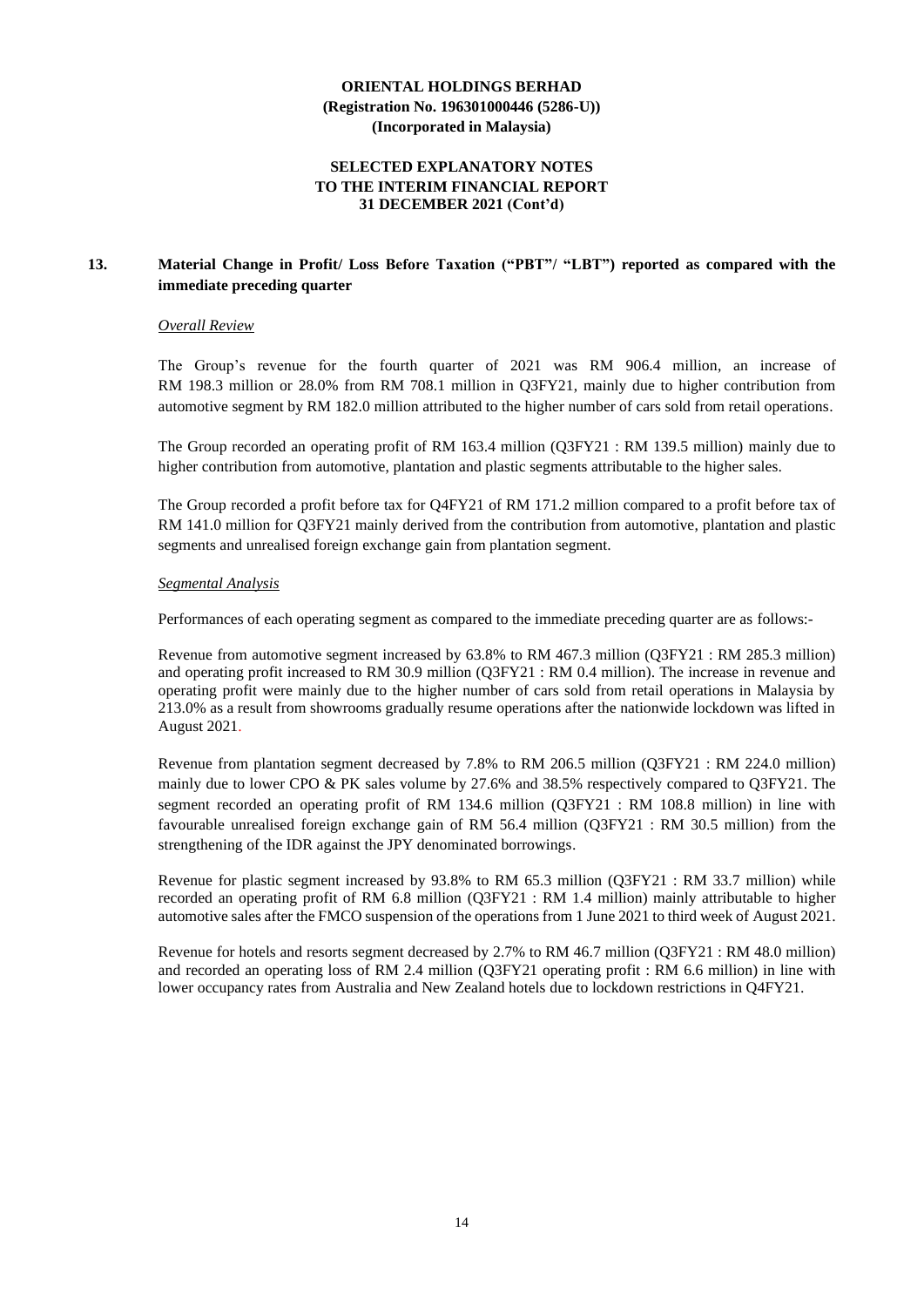## 13. Material Change in Profit/ Loss Before Taxation ("PBT"/ "LBT") reported as compared with the immediate preceding quarter

*Overall Review*

The Group's revenue for the fourth quarter of 2021 was RM 906.4 million, an increase of RM 198.3 million or 28.0% from RM 708.1 million in Q3FY21, mainly due to higher contribution from automotive segment by RM 182.0 million attributed to the higher number of cars sold from retail operations.

The Group recorded an operating profit of RM 163.4 million (Q3FY21 : RM 139.5 million) mainly due to higher contribution from automotive, plantation and plastic segments attributable to the higher sales.

The Group recorded a profit before tax for Q4FY21 of RM 171.2 million compared to a profit before tax of RM 141.0 million for Q3FY21 mainly derived from the contribution from automotive, plantation and plastic segments and unrealised foreign exchange gain from plantation segment.

*Segmental Analysis*

Performances of each operating segment as compared to the immediate preceding quarter are as follows:-

Revenue from automotive segment increased by 63.8% to RM 467.3 million (Q3FY21 : RM 285.3 million) and operating profit increased to RM 30.9 million (Q3FY21 : RM 0.4 million). The increase in revenue and operating profit were mainly due to the higher number of cars sold from retail operations in Malaysia by 213.0% as a result from showrooms gradually resume operations after the nationwide lockdown was lifted in August 2021.

Revenue from plantation segment decreased by 7.8% to RM 206.5 million (Q3FY21 : RM 224.0 million) mainly due to lower CPO & PK sales volume by 27.6% and 38.5% respectively compared to Q3FY21. The segment recorded an operating profit of RM 134.6 million (Q3FY21 : RM 108.8 million) in line with favourable unrealised foreign exchange gain of RM 56.4 million (Q3FY21 : RM 30.5 million) from the strengthening of the IDR against the JPY denominated borrowings.

Revenue for plastic segment increased by 93.8% to RM 65.3 million (Q3FY21 : RM 33.7 million) while recorded an operating profit of RM 6.8 million (Q3FY21 : RM 1.4 million) mainly attributable to higher automotive sales after the FMCO suspension of the operations from 1 June 2021 to third week of August 2021.

Revenue for hotels and resorts segment decreased by 2.7% to RM 46.7 million (Q3FY21 : RM 48.0 million) and recorded an operating loss of RM 2.4 million (Q3FY21 operating profit : RM 6.6 million) in line with lower occupancy rates from Australia and New Zealand hotels due to lockdown restrictions in Q4FY21.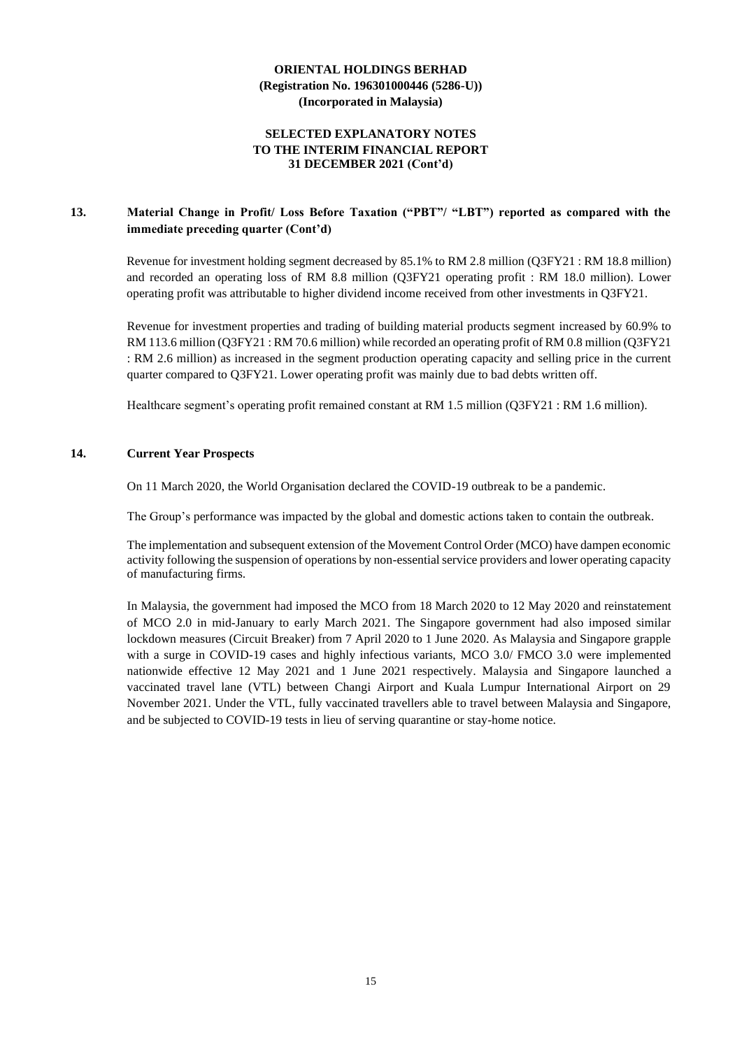**ORIENTAL HOLDINGS BERHAD**
**(Registration No. 196301000446 (5286-U))**
**(Incorporated in Malaysia)**

**SELECTED EXPLANATORY NOTES**
**TO THE INTERIM FINANCIAL REPORT**
**31 DECEMBER 2021 (Cont'd)**

## 13. Material Change in Profit/ Loss Before Taxation ("PBT"/ "LBT") reported as compared with the immediate preceding quarter (Cont'd)

Revenue for investment holding segment decreased by 85.1% to RM 2.8 million (Q3FY21 : RM 18.8 million) and recorded an operating loss of RM 8.8 million (Q3FY21 operating profit : RM 18.0 million). Lower operating profit was attributable to higher dividend income received from other investments in Q3FY21.

Revenue for investment properties and trading of building material products segment increased by 60.9% to RM 113.6 million (Q3FY21 : RM 70.6 million) while recorded an operating profit of RM 0.8 million (Q3FY21 : RM 2.6 million) as increased in the segment production operating capacity and selling price in the current quarter compared to Q3FY21. Lower operating profit was mainly due to bad debts written off.

Healthcare segment's operating profit remained constant at RM 1.5 million (Q3FY21 : RM 1.6 million).

## 14. Current Year Prospects

On 11 March 2020, the World Organisation declared the COVID-19 outbreak to be a pandemic.

The Group's performance was impacted by the global and domestic actions taken to contain the outbreak.

The implementation and subsequent extension of the Movement Control Order (MCO) have dampen economic activity following the suspension of operations by non-essential service providers and lower operating capacity of manufacturing firms.

In Malaysia, the government had imposed the MCO from 18 March 2020 to 12 May 2020 and reinstatement of MCO 2.0 in mid-January to early March 2021. The Singapore government had also imposed similar lockdown measures (Circuit Breaker) from 7 April 2020 to 1 June 2020. As Malaysia and Singapore grapple with a surge in COVID-19 cases and highly infectious variants, MCO 3.0/ FMCO 3.0 were implemented nationwide effective 12 May 2021 and 1 June 2021 respectively. Malaysia and Singapore launched a vaccinated travel lane (VTL) between Changi Airport and Kuala Lumpur International Airport on 29 November 2021. Under the VTL, fully vaccinated travellers able to travel between Malaysia and Singapore, and be subjected to COVID-19 tests in lieu of serving quarantine or stay-home notice.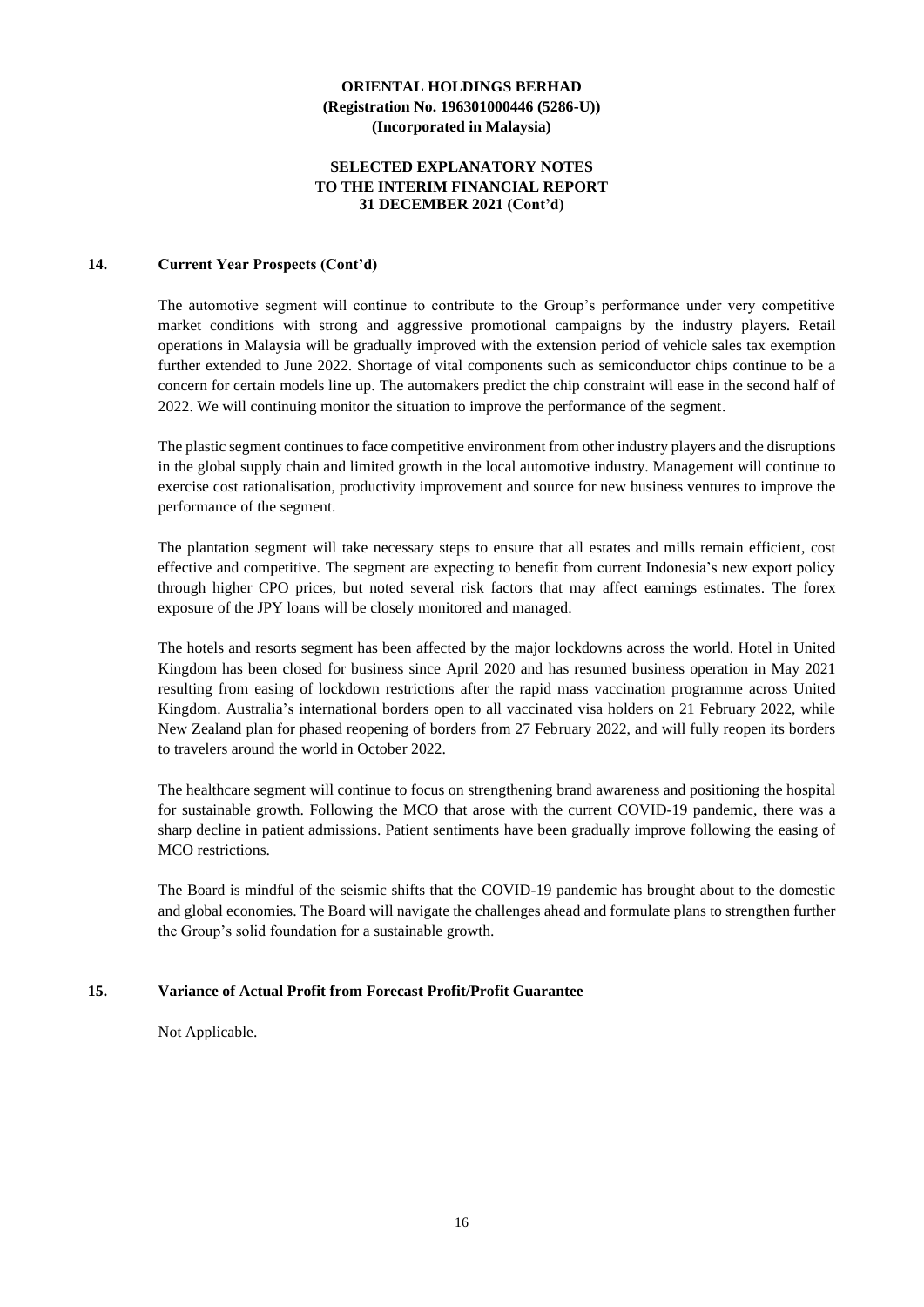## 14. Current Year Prospects (Cont'd)

The automotive segment will continue to contribute to the Group's performance under very competitive market conditions with strong and aggressive promotional campaigns by the industry players. Retail operations in Malaysia will be gradually improved with the extension period of vehicle sales tax exemption further extended to June 2022. Shortage of vital components such as semiconductor chips continue to be a concern for certain models line up. The automakers predict the chip constraint will ease in the second half of 2022. We will continuing monitor the situation to improve the performance of the segment.

The plastic segment continues to face competitive environment from other industry players and the disruptions in the global supply chain and limited growth in the local automotive industry. Management will continue to exercise cost rationalisation, productivity improvement and source for new business ventures to improve the performance of the segment.

The plantation segment will take necessary steps to ensure that all estates and mills remain efficient, cost effective and competitive. The segment are expecting to benefit from current Indonesia's new export policy through higher CPO prices, but noted several risk factors that may affect earnings estimates. The forex exposure of the JPY loans will be closely monitored and managed.

The hotels and resorts segment has been affected by the major lockdowns across the world. Hotel in United Kingdom has been closed for business since April 2020 and has resumed business operation in May 2021 resulting from easing of lockdown restrictions after the rapid mass vaccination programme across United Kingdom. Australia's international borders open to all vaccinated visa holders on 21 February 2022, while New Zealand plan for phased reopening of borders from 27 February 2022, and will fully reopen its borders to travelers around the world in October 2022.

The healthcare segment will continue to focus on strengthening brand awareness and positioning the hospital for sustainable growth. Following the MCO that arose with the current COVID-19 pandemic, there was a sharp decline in patient admissions. Patient sentiments have been gradually improve following the easing of MCO restrictions.

The Board is mindful of the seismic shifts that the COVID-19 pandemic has brought about to the domestic and global economies. The Board will navigate the challenges ahead and formulate plans to strengthen further the Group's solid foundation for a sustainable growth.

## 15. Variance of Actual Profit from Forecast Profit/Profit Guarantee

Not Applicable.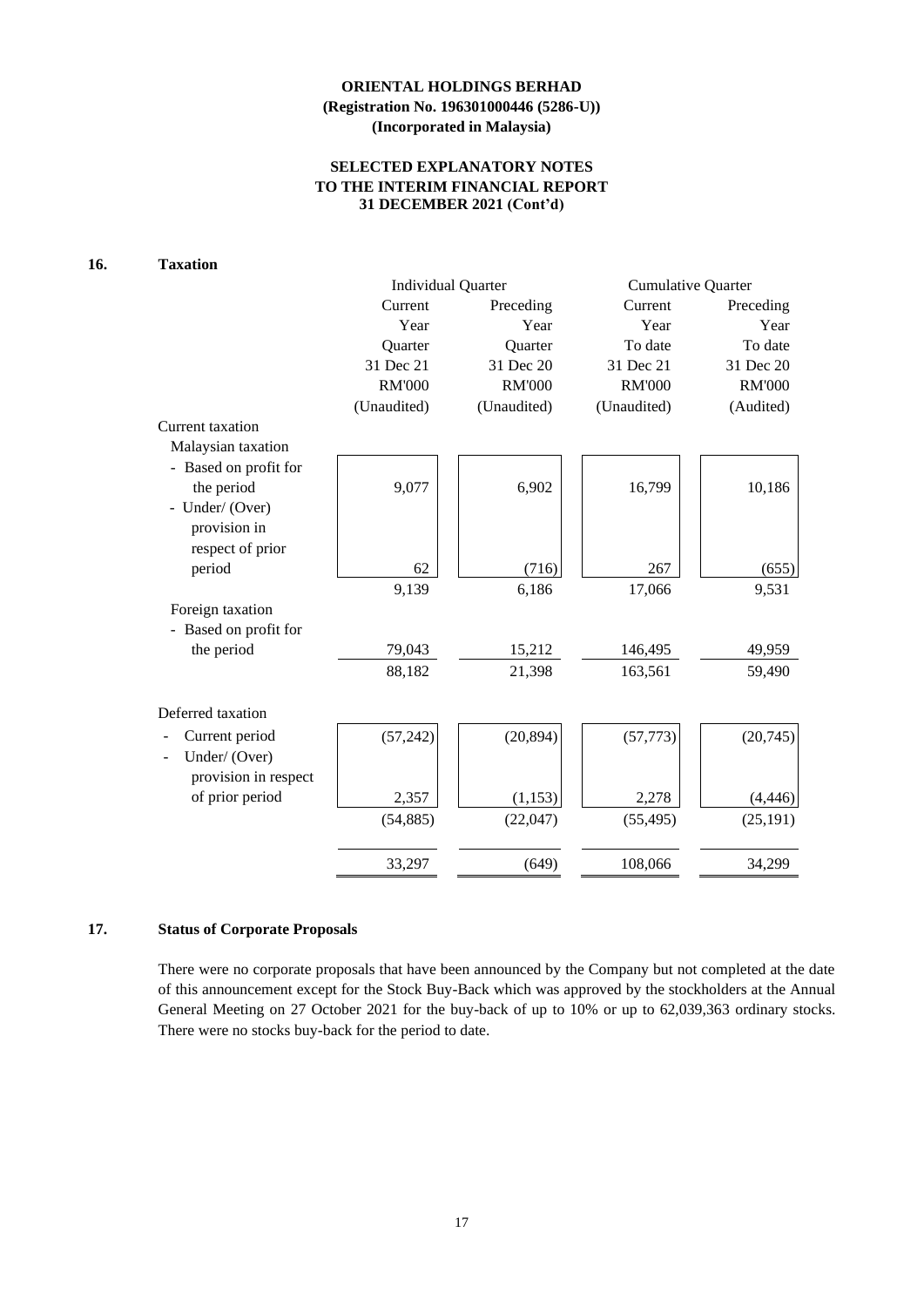**ORIENTAL HOLDINGS BERHAD**
**(Registration No. 196301000446 (5286-U))**
**(Incorporated in Malaysia)**

**SELECTED EXPLANATORY NOTES TO THE INTERIM FINANCIAL REPORT 31 DECEMBER 2021 (Cont'd)**

## 16. Taxation

| | Individual Quarter | | Cumulative Quarter | |
|---|---|---|---|---|
| | Current Year Quarter 31 Dec 21 RM'000 (Unaudited) | Preceding Year Quarter 31 Dec 20 RM'000 (Unaudited) | Current Year To date 31 Dec 21 RM'000 (Unaudited) | Preceding Year To date 31 Dec 20 RM'000 (Audited) |
| Current taxation | | | | |
| Malaysian taxation | | | | |
| - Based on profit for the period | 9,077 | 6,902 | 16,799 | 10,186 |
| - Under/ (Over) provision in respect of prior period | 62 | (716) | 267 | (655) |
| | 9,139 | 6,186 | 17,066 | 9,531 |
| Foreign taxation | | | | |
| - Based on profit for the period | 79,043 | 15,212 | 146,495 | 49,959 |
| | 88,182 | 21,398 | 163,561 | 59,490 |
| Deferred taxation | | | | |
| - Current period | (57,242) | (20,894) | (57,773) | (20,745) |
| - Under/ (Over) provision in respect of prior period | 2,357 | (1,153) | 2,278 | (4,446) |
| | (54,885) | (22,047) | (55,495) | (25,191) |
| | 33,297 | (649) | 108,066 | 34,299 |

## 17. Status of Corporate Proposals

There were no corporate proposals that have been announced by the Company but not completed at the date of this announcement except for the Stock Buy-Back which was approved by the stockholders at the Annual General Meeting on 27 October 2021 for the buy-back of up to 10% or up to 62,039,363 ordinary stocks. There were no stocks buy-back for the period to date.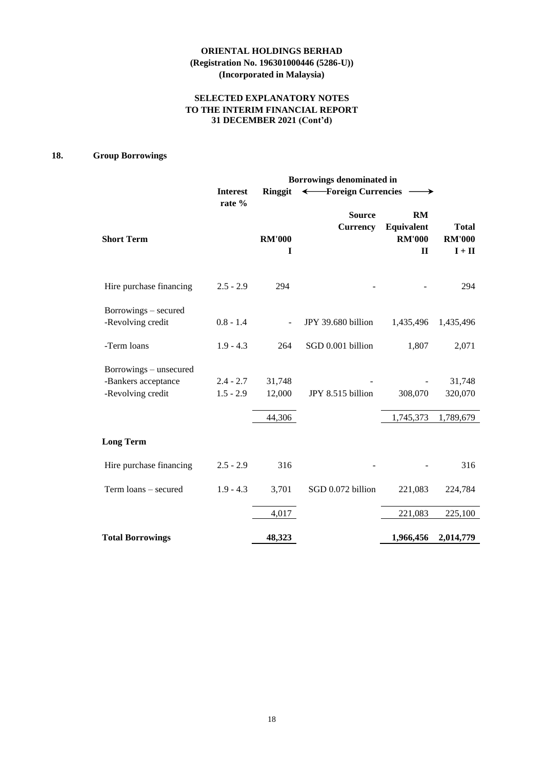**ORIENTAL HOLDINGS BERHAD**
**(Registration No. 196301000446 (5286-U))**
**(Incorporated in Malaysia)**

**SELECTED EXPLANATORY NOTES**
**TO THE INTERIM FINANCIAL REPORT**
**31 DECEMBER 2021 (Cont'd)**

## 18. Group Borrowings

| | Interest rate % | Borrowings denominated in Ringgit | ← Foreign Currencies | → | |
|---|---|---|---|---|---|
| **Short Term** | | **RM'000** | **Source Currency** | **RM Equivalent RM'000** | **Total RM'000** |
| | | **I** | | **II** | **I + II** |
| Hire purchase financing | 2.5 - 2.9 | 294 | - | - | 294 |
| Borrowings – secured | | | | | |
| -Revolving credit | 0.8 - 1.4 | - | JPY 39.680 billion | 1,435,496 | 1,435,496 |
| -Term loans | 1.9 - 4.3 | 264 | SGD 0.001 billion | 1,807 | 2,071 |
| Borrowings – unsecured | | | | | |
| -Bankers acceptance | 2.4 - 2.7 | 31,748 | - | - | 31,748 |
| -Revolving credit | 1.5 - 2.9 | 12,000 | JPY 8.515 billion | 308,070 | 320,070 |
| | | 44,306 | | 1,745,373 | 1,789,679 |
| **Long Term** | | | | | |
| Hire purchase financing | 2.5 - 2.9 | 316 | - | - | 316 |
| Term loans – secured | 1.9 - 4.3 | 3,701 | SGD 0.072 billion | 221,083 | 224,784 |
| | | 4,017 | | 221,083 | 225,100 |
| **Total Borrowings** | | **48,323** | | **1,966,456** | **2,014,779** |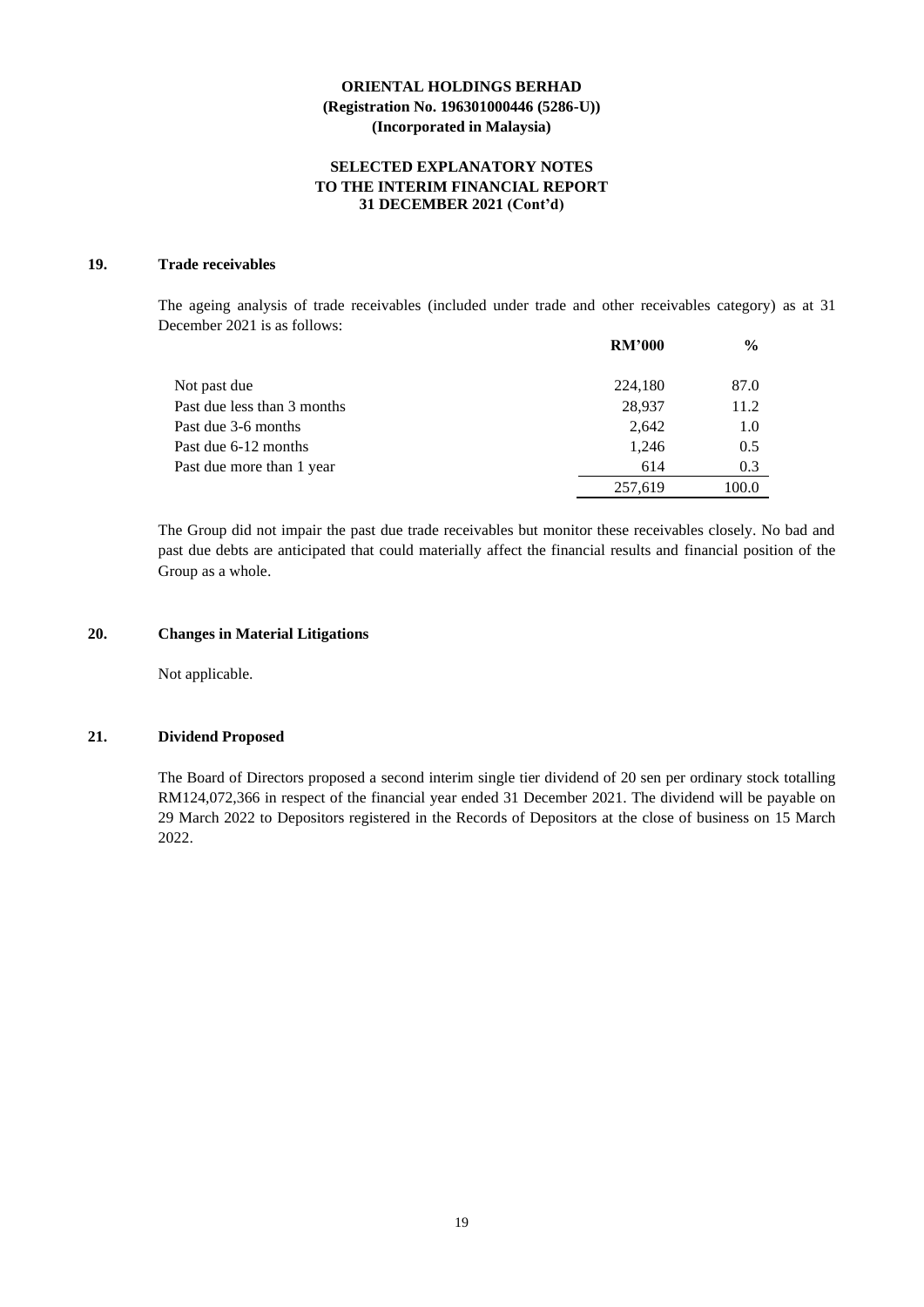**ORIENTAL HOLDINGS BERHAD**
**(Registration No. 196301000446 (5286-U))**
**(Incorporated in Malaysia)**

**SELECTED EXPLANATORY NOTES**
**TO THE INTERIM FINANCIAL REPORT**
**31 DECEMBER 2021 (Cont'd)**

## 19. Trade receivables

The ageing analysis of trade receivables (included under trade and other receivables category) as at 31 December 2021 is as follows:

| | RM'000 | % |
|---|---|---|
| Not past due | 224,180 | 87.0 |
| Past due less than 3 months | 28,937 | 11.2 |
| Past due 3-6 months | 2,642 | 1.0 |
| Past due 6-12 months | 1,246 | 0.5 |
| Past due more than 1 year | 614 | 0.3 |
| | 257,619 | 100.0 |

The Group did not impair the past due trade receivables but monitor these receivables closely. No bad and past due debts are anticipated that could materially affect the financial results and financial position of the Group as a whole.

## 20. Changes in Material Litigations

Not applicable.

## 21. Dividend Proposed

The Board of Directors proposed a second interim single tier dividend of 20 sen per ordinary stock totalling RM124,072,366 in respect of the financial year ended 31 December 2021. The dividend will be payable on 29 March 2022 to Depositors registered in the Records of Depositors at the close of business on 15 March 2022.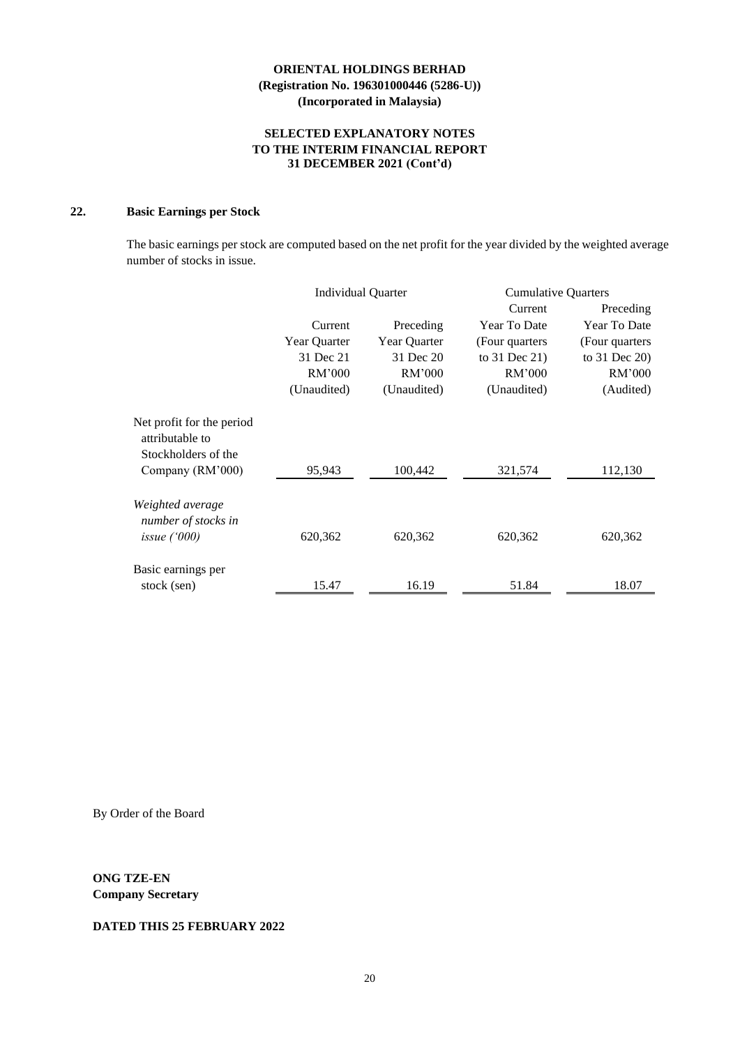**ORIENTAL HOLDINGS BERHAD**
**(Registration No. 196301000446 (5286-U))**
**(Incorporated in Malaysia)**

**SELECTED EXPLANATORY NOTES**
**TO THE INTERIM FINANCIAL REPORT**
**31 DECEMBER 2021 (Cont'd)**

## 22. Basic Earnings per Stock

The basic earnings per stock are computed based on the net profit for the year divided by the weighted average number of stocks in issue.

| | Individual Quarter | | Cumulative Quarters | |
|---|---|---|---|---|
| | Current Year Quarter 31 Dec 21 RM'000 (Unaudited) | Preceding Year Quarter 31 Dec 20 RM'000 (Unaudited) | Current Year To Date (Four quarters to 31 Dec 21) RM'000 (Unaudited) | Preceding Year To Date (Four quarters to 31 Dec 20) RM'000 (Audited) |
| Net profit for the period attributable to Stockholders of the Company (RM'000) | 95,943 | 100,442 | 321,574 | 112,130 |
| *Weighted average number of stocks in issue ('000)* | 620,362 | 620,362 | 620,362 | 620,362 |
| Basic earnings per stock (sen) | 15.47 | 16.19 | 51.84 | 18.07 |

By Order of the Board

**ONG TZE-EN**
**Company Secretary**

**DATED THIS 25 FEBRUARY 2022**